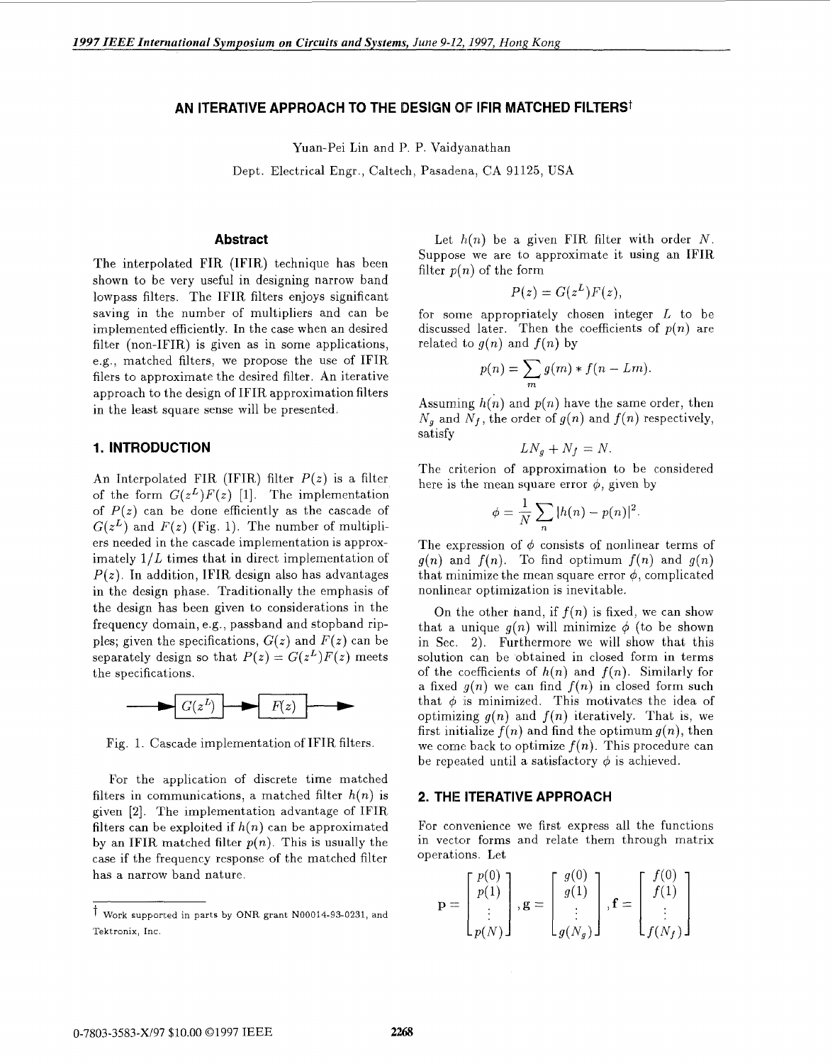# AN ITERATIVE APPROACH TO THE DESIGN OF IFIR MATCHED FILTERS†

Yuan-Pei Lin and P. P. Vaidyanathan

Dept. Electrical Engr., Caltech, Pasadena, CA 91125, USA

## Abstract

The interpolated FIR (IFIR) technique has been shown to be very useful in designing narrow band lowpass filters. The IFIR filters enjoys significant saving in the number of multipliers and can be implemented efficiently. In the case when an desired filter (non-IFIR) is given as in some applications, e.g., matched filters, we propose the use of IFIR filers to approximate the desired filter. An iterative approach to the design of IFIR approximation filters in the least square sense will be presented.

## 1. INTRODUCTION

An Interpolated FIR (IFIR) filter $P(z)$ is a filter of the form $G(z^L)F(z)$ [1]. The implementation of $P(z)$ can be done efficiently as the cascade of $G(z^L)$ and $F(z)$ (Fig. 1). The number of multipliers needed in the cascade implementation is approximately $1/L$ times that in direct implementation of $P(z)$. In addition, IFIR design also has advantages in the design phase. Traditionally the emphasis of the design has been given to considerations in the frequency domain, e.g., passband and stopband ripples; given the specifications, $G(z)$ and $F(z)$ can be separately design so that $P(z) = G(z^L)F(z)$ meets the specifications.

Fig. 1. Cascade implementation of IFIR filters.

For the application of discrete time matched filters in communications, a matched filter $h(n)$ is given [2]. The implementation advantage of IFIR filters can be exploited if $h(n)$ can be approximated by an IFIR matched filter $p(n)$. This is usually the case if the frequency response of the matched filter has a narrow band nature.

† Work supported in parts by ONR grant N00014-93-0231, and Tektronix, Inc.

Let $h(n)$ be a given FIR filter with order $N$. Suppose we are to approximate it using an IFIR filter $p(n)$ of the form

$$P(z) = G(z^L)F(z),$$

for some appropriately chosen integer $L$ to be discussed later. Then the coefficients of $p(n)$ are related to $g(n)$ and $f(n)$ by

$$p(n) = \sum_m g(m) * f(n - Lm).$$

Assuming $h(n)$ and $p(n)$ have the same order, then $N_g$ and $N_f$, the order of $g(n)$ and $f(n)$ respectively, satisfy

$$LN_g + N_f = N.$$

The criterion of approximation to be considered here is the mean square error $\phi$, given by

$$\phi = \frac{1}{N}\sum_n |h(n) - p(n)|^2.$$

The expression of $\phi$ consists of nonlinear terms of $g(n)$ and $f(n)$. To find optimum $f(n)$ and $g(n)$ that minimize the mean square error $\phi$, complicated nonlinear optimization is inevitable.

On the other hand, if $f(n)$ is fixed, we can show that a unique $g(n)$ will minimize $\phi$ (to be shown in Sec. 2). Furthermore we will show that this solution can be obtained in closed form in terms of the coefficients of $h(n)$ and $f(n)$. Similarly for a fixed $g(n)$ we can find $f(n)$ in closed form such that $\phi$ is minimized. This motivates the idea of optimizing $g(n)$ and $f(n)$ iteratively. That is, we first initialize $f(n)$ and find the optimum $g(n)$, then we come back to optimize $f(n)$. This procedure can be repeated until a satisfactory $\phi$ is achieved.

## 2. THE ITERATIVE APPROACH

For convenience we first express all the functions in vector forms and relate them through matrix operations. Let

$$\mathbf{p} = \begin{bmatrix} p(0) \\ p(1) \\ \vdots \\ p(N) \end{bmatrix}, \mathbf{g} = \begin{bmatrix} g(0) \\ g(1) \\ \vdots \\ g(N_g) \end{bmatrix}, \mathbf{f} = \begin{bmatrix} f(0) \\ f(1) \\ \vdots \\ f(N_f) \end{bmatrix}$$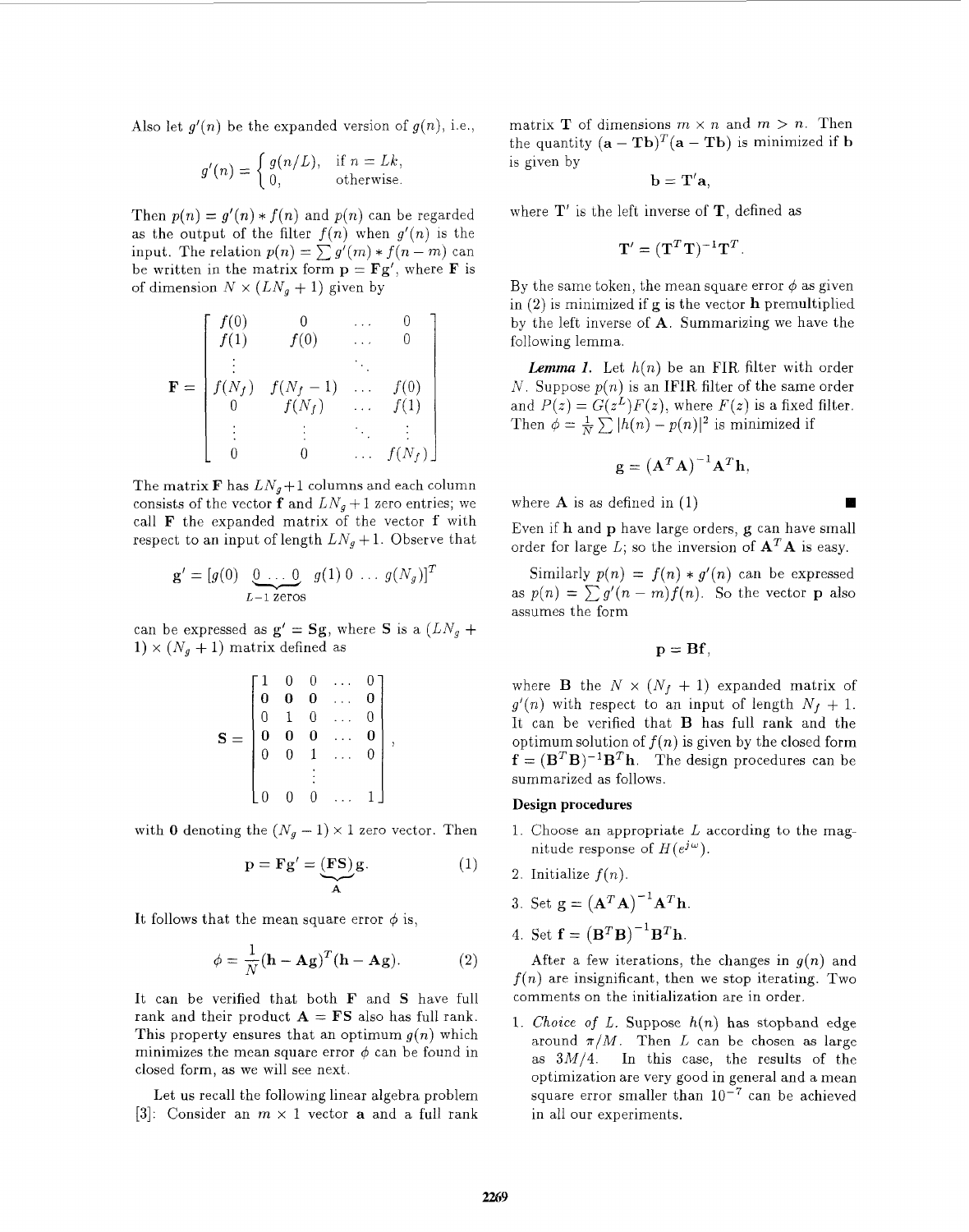Also let $g'(n)$ be the expanded version of $g(n)$, i.e.,

$$g'(n) = \begin{cases} g(n/L), & \text{if } n = Lk, \\ 0, & \text{otherwise.} \end{cases}$$

Then $p(n) = g'(n) * f(n)$ and $p(n)$ can be regarded as the output of the filter $f(n)$ when $g'(n)$ is the input. The relation $p(n) = \sum g'(m) * f(n-m)$ can be written in the matrix form $\mathbf{p} = \mathbf{F}\mathbf{g}'$, where $\mathbf{F}$ is of dimension $N \times (LN_g + 1)$ given by

$$\mathbf{F} = \begin{bmatrix} f(0) & 0 & \dots & 0 \\ f(1) & f(0) & \dots & 0 \\ \vdots & & \ddots & \\ f(N_f) & f(N_f - 1) & \dots & f(0) \\ 0 & f(N_f) & \dots & f(1) \\ \vdots & \vdots & \ddots & \vdots \\ 0 & 0 & \dots & f(N_f) \end{bmatrix}$$

The matrix $\mathbf{F}$ has $LN_g+1$ columns and each column consists of the vector $\mathbf{f}$ and $LN_g + 1$ zero entries; we call $\mathbf{F}$ the expanded matrix of the vector f with respect to an input of length $LN_g + 1$. Observe that

$$\mathbf{g}' = [g(0) \; \underbrace{0 \dots 0}_{L-1 \text{ zeros}} \; g(1) \; 0 \dots g(N_g)]^T$$

can be expressed as $\mathbf{g}' = \mathbf{S}\mathbf{g}$, where $\mathbf{S}$ is a $(LN_g + 1) \times (N_g + 1)$ matrix defined as

$$\mathbf{S} = \begin{bmatrix} 1 & 0 & 0 & \dots & 0 \\ \mathbf{0} & \mathbf{0} & \mathbf{0} & \dots & \mathbf{0} \\ 0 & 1 & 0 & \dots & 0 \\ \mathbf{0} & \mathbf{0} & \mathbf{0} & \dots & \mathbf{0} \\ 0 & 0 & 1 & \dots & 0 \\ & & \vdots & & \\ 0 & 0 & 0 & \dots & 1 \end{bmatrix},$$

with $\mathbf{0}$ denoting the $(N_g - 1) \times 1$ zero vector. Then

$$\mathbf{p} = \mathbf{F}\mathbf{g}' = \underbrace{(\mathbf{F}\mathbf{S})}_{\mathbf{A}}\mathbf{g}. \qquad (1)$$

It follows that the mean square error $\phi$ is,

$$\phi = \frac{1}{N}(\mathbf{h} - \mathbf{A}\mathbf{g})^T(\mathbf{h} - \mathbf{A}\mathbf{g}). \qquad (2)$$

It can be verified that both $\mathbf{F}$ and $\mathbf{S}$ have full rank and their product $\mathbf{A} = \mathbf{F}\mathbf{S}$ also has full rank. This property ensures that an optimum $g(n)$ which minimizes the mean square error $\phi$ can be found in closed form, as we will see next.

Let us recall the following linear algebra problem [3]: Consider an $m \times 1$ vector $\mathbf{a}$ and a full rank matrix $\mathbf{T}$ of dimensions $m \times n$ and $m > n$. Then the quantity $(\mathbf{a} - \mathbf{T}\mathbf{b})^T(\mathbf{a} - \mathbf{T}\mathbf{b})$ is minimized if $\mathbf{b}$ is given by

$$\mathbf{b} = \mathbf{T}'\mathbf{a},$$

where $\mathbf{T}'$ is the left inverse of $\mathbf{T}$, defined as

$$\mathbf{T}' = (\mathbf{T}^T\mathbf{T})^{-1}\mathbf{T}^T.$$

By the same token, the mean square error $\phi$ as given in (2) is minimized if $\mathbf{g}$ is the vector $\mathbf{h}$ premultiplied by the left inverse of $\mathbf{A}$. Summarizing we have the following lemma.

***Lemma 1.*** Let $h(n)$ be an FIR filter with order $N$. Suppose $p(n)$ is an IFIR filter of the same order and $P(z) = G(z^L)F(z)$, where $F(z)$ is a fixed filter. Then $\phi = \frac{1}{N}\sum |h(n) - p(n)|^2$ is minimized if

$$\mathbf{g} = \left(\mathbf{A}^T\mathbf{A}\right)^{-1}\mathbf{A}^T\mathbf{h},$$

where $\mathbf{A}$ is as defined in (1) ■

Even if $\mathbf{h}$ and $\mathbf{p}$ have large orders, $\mathbf{g}$ can have small order for large $L$; so the inversion of $\mathbf{A}^T\mathbf{A}$ is easy.

Similarly $p(n) = f(n) * g'(n)$ can be expressed as $p(n) = \sum g'(n-m)f(n)$. So the vector $\mathbf{p}$ also assumes the form

$$\mathbf{p} = \mathbf{B}\mathbf{f},$$

where $\mathbf{B}$ the $N \times (N_f + 1)$ expanded matrix of $g'(n)$ with respect to an input of length $N_f + 1$. It can be verified that $\mathbf{B}$ has full rank and the optimum solution of $f(n)$ is given by the closed form $\mathbf{f} = (\mathbf{B}^T\mathbf{B})^{-1}\mathbf{B}^T\mathbf{h}$. The design procedures can be summarized as follows.

**Design procedures**

1. Choose an appropriate $L$ according to the magnitude response of $H(e^{j\omega})$.
2. Initialize $f(n)$.
3. Set $\mathbf{g} = \left(\mathbf{A}^T\mathbf{A}\right)^{-1}\mathbf{A}^T\mathbf{h}$.
4. Set $\mathbf{f} = \left(\mathbf{B}^T\mathbf{B}\right)^{-1}\mathbf{B}^T\mathbf{h}$.

After a few iterations, the changes in $g(n)$ and $f(n)$ are insignificant, then we stop iterating. Two comments on the initialization are in order.

1. *Choice of L.* Suppose $h(n)$ has stopband edge around $\pi/M$. Then $L$ can be chosen as large as $3M/4$. In this case, the results of the optimization are very good in general and a mean square error smaller than $10^{-7}$ can be achieved in all our experiments.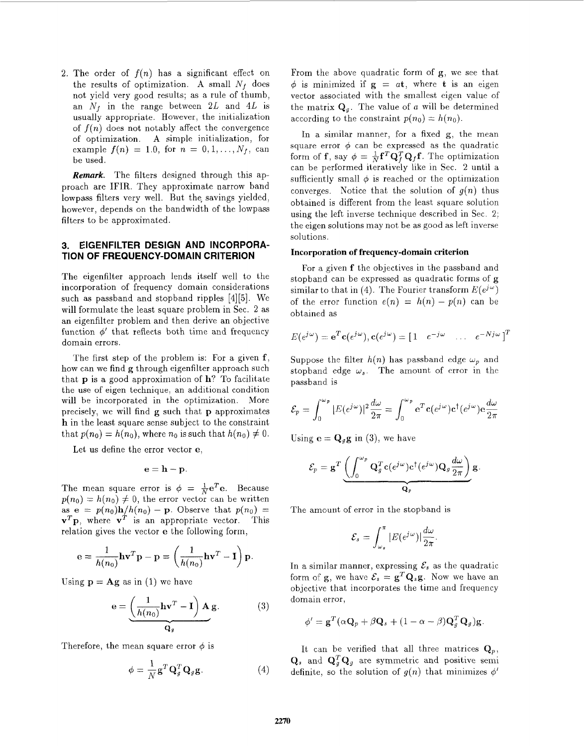2. The order of $f(n)$ has a significant effect on the results of optimization. A small $N_f$ does not yield very good results; as a rule of thumb, an $N_f$ in the range between $2L$ and $4L$ is usually appropriate. However, the initialization of $f(n)$ does not notably affect the convergence of optimization. A simple initialization, for example $f(n) = 1.0$, for $n = 0, 1, \ldots, N_f$, can be used.

***Remark.*** The filters designed through this approach are IFIR. They approximate narrow band lowpass filters very well. But the savings yielded, however, depends on the bandwidth of the lowpass filters to be approximated.

## 3. EIGENFILTER DESIGN AND INCORPORATION OF FREQUENCY-DOMAIN CRITERION

The eigenfilter approach lends itself well to the incorporation of frequency domain considerations such as passband and stopband ripples [4][5]. We will formulate the least square problem in Sec. 2 as an eigenfilter problem and then derive an objective function $\phi'$ that reflects both time and frequency domain errors.

The first step of the problem is: For a given $\mathbf{f}$, how can we find $\mathbf{g}$ through eigenfilter approach such that $\mathbf{p}$ is a good approximation of $\mathbf{h}$? To facilitate the use of eigen technique, an additional condition will be incorporated in the optimization. More precisely, we will find $\mathbf{g}$ such that $\mathbf{p}$ approximates $\mathbf{h}$ in the least square sense subject to the constraint that $p(n_0) = h(n_0)$, where $n_0$ is such that $h(n_0) \neq 0$.

Let us define the error vector $\mathbf{e}$,

$$\mathbf{e} = \mathbf{h} - \mathbf{p}.$$

The mean square error is $\phi = \frac{1}{N}\mathbf{e}^T\mathbf{e}$. Because $p(n_0) = h(n_0) \neq 0$, the error vector can be written as $\mathbf{e} = p(n_0)\mathbf{h}/h(n_0) - \mathbf{p}$. Observe that $p(n_0) = \mathbf{v}^T\mathbf{p}$, where $\mathbf{v}^T$ is an appropriate vector. This relation gives the vector $\mathbf{e}$ the following form,

$$\mathbf{e} = \frac{1}{h(n_0)}\mathbf{h}\mathbf{v}^T\mathbf{p} - \mathbf{p} = \left(\frac{1}{h(n_0)}\mathbf{h}\mathbf{v}^T - \mathbf{I}\right)\mathbf{p}.$$

Using $\mathbf{p} = \mathbf{A}\mathbf{g}$ as in (1) we have

$$\mathbf{e} = \underbrace{\left(\frac{1}{h(n_0)}\mathbf{h}\mathbf{v}^T - \mathbf{I}\right)\mathbf{A}}_{\mathbf{Q}_g}\mathbf{g}. \tag{3}$$

Therefore, the mean square error $\phi$ is

$$\phi = \frac{1}{N}\mathbf{g}^T\mathbf{Q}_g^T\mathbf{Q}_g\mathbf{g}. \tag{4}$$

From the above quadratic form of $\mathbf{g}$, we see that $\phi$ is minimized if $\mathbf{g} = a\mathbf{t}$, where $\mathbf{t}$ is an eigen vector associated with the smallest eigen value of the matrix $\mathbf{Q}_g$. The value of $a$ will be determined according to the constraint $p(n_0) = h(n_0)$.

In a similar manner, for a fixed $\mathbf{g}$, the mean square error $\phi$ can be expressed as the quadratic form of $\mathbf{f}$, say $\phi = \frac{1}{N}\mathbf{f}^T\mathbf{Q}_f^T\mathbf{Q}_f\mathbf{f}$. The optimization can be performed iteratively like in Sec. 2 until a sufficiently small $\phi$ is reached or the optimization converges. Notice that the solution of $g(n)$ thus obtained is different from the least square solution using the left inverse technique described in Sec. 2; the eigen solutions may not be as good as left inverse solutions.

### Incorporation of frequency-domain criterion

For a given $\mathbf{f}$ the objectives in the passband and stopband can be expressed as quadratic forms of $\mathbf{g}$ similar to that in (4). The Fourier transform $E(e^{j\omega})$ of the error function $e(n) = h(n) - p(n)$ can be obtained as

$$E(e^{j\omega}) = \mathbf{e}^T\mathbf{c}(e^{j\omega}), \mathbf{c}(e^{j\omega}) = [1 \quad e^{-j\omega} \quad \ldots \quad e^{-Nj\omega}]^T$$

Suppose the filter $h(n)$ has passband edge $\omega_p$ and stopband edge $\omega_s$. The amount of error in the passband is

$$\mathcal{E}_p = \int_0^{\omega_p} |E(e^{j\omega})|^2 \frac{d\omega}{2\pi} = \int_0^{\omega_p} \mathbf{e}^T\mathbf{c}(e^{j\omega})\mathbf{c}^\dagger(e^{j\omega})\mathbf{e}\frac{d\omega}{2\pi}$$

Using $\mathbf{e} = \mathbf{Q}_g\mathbf{g}$ in (3), we have

$$\mathcal{E}_p = \mathbf{g}^T \underbrace{\left(\int_0^{\omega_p} \mathbf{Q}_g^T\mathbf{c}(e^{j\omega})\mathbf{c}^\dagger(e^{j\omega})\mathbf{Q}_g\frac{d\omega}{2\pi}\right)}_{\mathbf{Q}_p}\mathbf{g}.$$

The amount of error in the stopband is

$$\mathcal{E}_s = \int_{\omega_s}^{\pi} |E(e^{j\omega})| \frac{d\omega}{2\pi}.$$

In a similar manner, expressing $\mathcal{E}_s$ as the quadratic form of $\mathbf{g}$, we have $\mathcal{E}_s = \mathbf{g}^T\mathbf{Q}_s\mathbf{g}$. Now we have an objective that incorporates the time and frequency domain error,

$$\phi' = \mathbf{g}^T(\alpha\mathbf{Q}_p + \beta\mathbf{Q}_s + (1 - \alpha - \beta)\mathbf{Q}_g^T\mathbf{Q}_g)\mathbf{g}.$$

It can be verified that all three matrices $\mathbf{Q}_p$, $\mathbf{Q}_s$ and $\mathbf{Q}_g^T\mathbf{Q}_g$ are symmetric and positive semi definite, so the solution of $g(n)$ that minimizes $\phi'$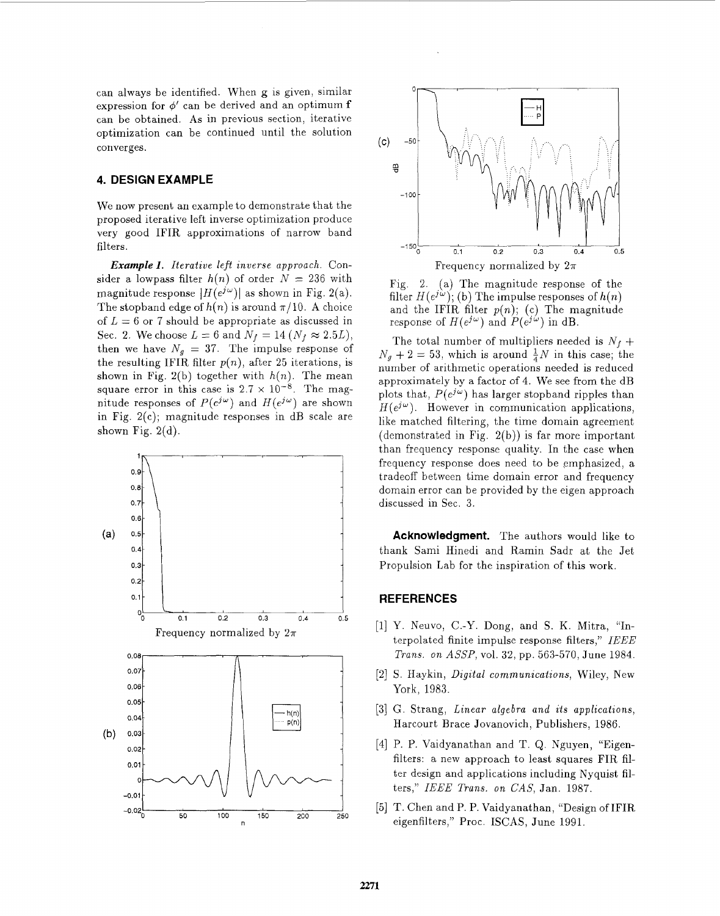can always be identified. When $\mathbf{g}$ is given, similar expression for $\phi'$ can be derived and an optimum $\mathbf{f}$ can be obtained. As in previous section, iterative optimization can be continued until the solution converges.

## 4. DESIGN EXAMPLE

We now present an example to demonstrate that the proposed iterative left inverse optimization produce very good IFIR approximations of narrow band filters.

***Example 1.*** *Iterative left inverse approach.* Consider a lowpass filter $h(n)$ of order $N = 236$ with magnitude response $|H(e^{j\omega})|$ as shown in Fig. 2(a). The stopband edge of $h(n)$ is around $\pi/10$. A choice of $L = 6$ or 7 should be appropriate as discussed in Sec. 2. We choose $L = 6$ and $N_f = 14$ ($N_f \approx 2.5L$), then we have $N_g = 37$. The impulse response of the resulting IFIR filter $p(n)$, after 25 iterations, is shown in Fig. 2(b) together with $h(n)$. The mean square error in this case is $2.7 \times 10^{-8}$. The magnitude responses of $P(e^{j\omega})$ and $H(e^{j\omega})$ are shown in Fig. 2(c); magnitude responses in dB scale are shown Fig. 2(d).

(a)
0
0.1
0.2
0.3
0.4
0.5
0.6
0.7
0.8
0.9
1
0
0.1
0.2
0.3
0.4
0.5
Frequency normalized by $2\pi$

(b)
-0.02
-0.01
0
0.01
0.02
0.03
0.04
0.05
0.06
0.07
0.08
0
50
100
150
200
250
n
h(n)
p(n)

(c)
dB
0
-50
-100
-150
0
0.1
0.2
0.3
0.4
0.5
Frequency normalized by $2\pi$
H
P

Fig. 2. (a) The magnitude response of the filter $H(e^{j\omega})$; (b) The impulse responses of $h(n)$ and the IFIR filter $p(n)$; (c) The magnitude response of $H(e^{j\omega})$ and $P(e^{j\omega})$ in dB.

The total number of multipliers needed is $N_f + N_g + 2 = 53$, which is around $\frac{1}{4}N$ in this case; the number of arithmetic operations needed is reduced approximately by a factor of 4. We see from the dB plots that, $P(e^{j\omega})$ has larger stopband ripples than $H(e^{j\omega})$. However in communication applications, like matched filtering, the time domain agreement (demonstrated in Fig. 2(b)) is far more important than frequency response quality. In the case when frequency response does need to be emphasized, a tradeoff between time domain error and frequency domain error can be provided by the eigen approach discussed in Sec. 3.

**Acknowledgment.** The authors would like to thank Sami Hinedi and Ramin Sadr at the Jet Propulsion Lab for the inspiration of this work.

## REFERENCES

[1] Y. Neuvo, C.-Y. Dong, and S. K. Mitra, "Interpolated finite impulse response filters," *IEEE Trans. on ASSP*, vol. 32, pp. 563-570, June 1984.

[2] S. Haykin, *Digital communications*, Wiley, New York, 1983.

[3] G. Strang, *Linear algebra and its applications*, Harcourt Brace Jovanovich, Publishers, 1986.

[4] P. P. Vaidyanathan and T. Q. Nguyen, "Eigenfilters: a new approach to least squares FIR filter design and applications including Nyquist filters," *IEEE Trans. on CAS*, Jan. 1987.

[5] T. Chen and P. P. Vaidyanathan, "Design of IFIR eigenfilters," Proc. ISCAS, June 1991.